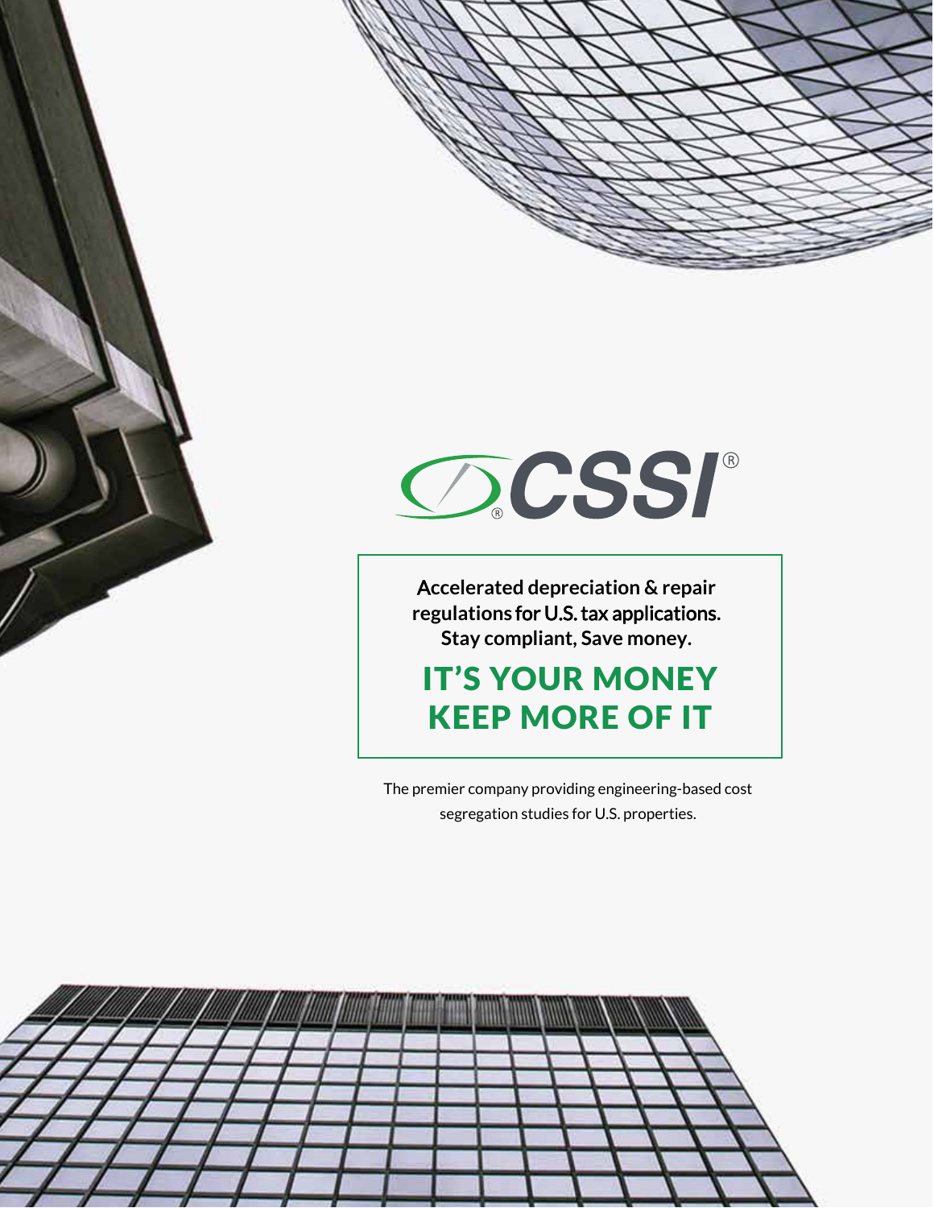# CSSI®

**Accelerated depreciation & repair regulations for U.S. tax applications. Stay compliant, Save money.**

## IT'S YOUR MONEY KEEP MORE OF IT

The premier company providing engineering-based cost segregation studies for U.S. properties.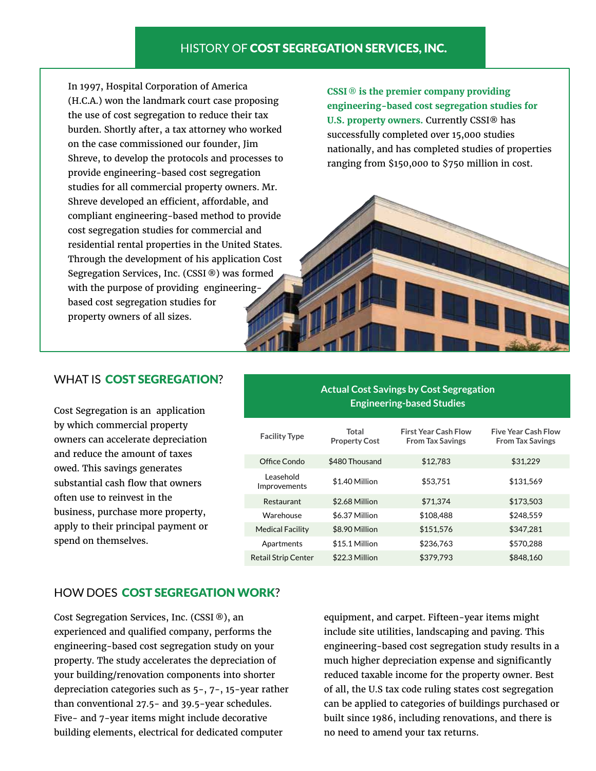## HISTORY OF **COST SEGREGATION SERVICES, INC.**

In 1997, Hospital Corporation of America (H.C.A.) won the landmark court case proposing the use of cost segregation to reduce their tax burden. Shortly after, a tax attorney who worked on the case commissioned our founder, Jim Shreve, to develop the protocols and processes to provide engineering-based cost segregation studies for all commercial property owners. Mr. Shreve developed an efficient, affordable, and compliant engineering-based method to provide cost segregation studies for commercial and residential rental properties in the United States. Through the development of his application Cost Segregation Services, Inc. (CSSI ®) was formed with the purpose of providing engineering-based cost segregation studies for property owners of all sizes.

**CSSI ® is the premier company providing engineering-based cost segregation studies for U.S. property owners.** Currently CSSI® has successfully completed over 15,000 studies nationally, and has completed studies of properties ranging from $150,000 to $750 million in cost.

## WHAT IS **COST SEGREGATION**?

Cost Segregation is an application by which commercial property owners can accelerate depreciation and reduce the amount of taxes owed. This savings generates substantial cash flow that owners often use to reinvest in the business, purchase more property, apply to their principal payment or spend on themselves.

**Actual Cost Savings by Cost Segregation Engineering-based Studies**

| Facility Type | Total Property Cost | First Year Cash Flow From Tax Savings | Five Year Cash Flow From Tax Savings |
|---|---|---|---|
| Office Condo | $480 Thousand | $12,783 | $31,229 |
| Leasehold Improvements | $1.40 Million | $53,751 | $131,569 |
| Restaurant | $2.68 Million | $71,374 | $173,503 |
| Warehouse | $6.37 Million | $108,488 | $248,559 |
| Medical Facility | $8.90 Million | $151,576 | $347,281 |
| Apartments | $15.1 Million | $236,763 | $570,288 |
| Retail Strip Center | $22.3 Million | $379,793 | $848,160 |

## HOW DOES **COST SEGREGATION WORK**?

Cost Segregation Services, Inc. (CSSI ®), an experienced and qualified company, performs the engineering-based cost segregation study on your property. The study accelerates the depreciation of your building/renovation components into shorter depreciation categories such as 5-, 7-, 15-year rather than conventional 27.5- and 39.5-year schedules. Five- and 7-year items might include decorative building elements, electrical for dedicated computer equipment, and carpet. Fifteen-year items might include site utilities, landscaping and paving. This engineering-based cost segregation study results in a much higher depreciation expense and significantly reduced taxable income for the property owner. Best of all, the U.S tax code ruling states cost segregation can be applied to categories of buildings purchased or built since 1986, including renovations, and there is no need to amend your tax returns.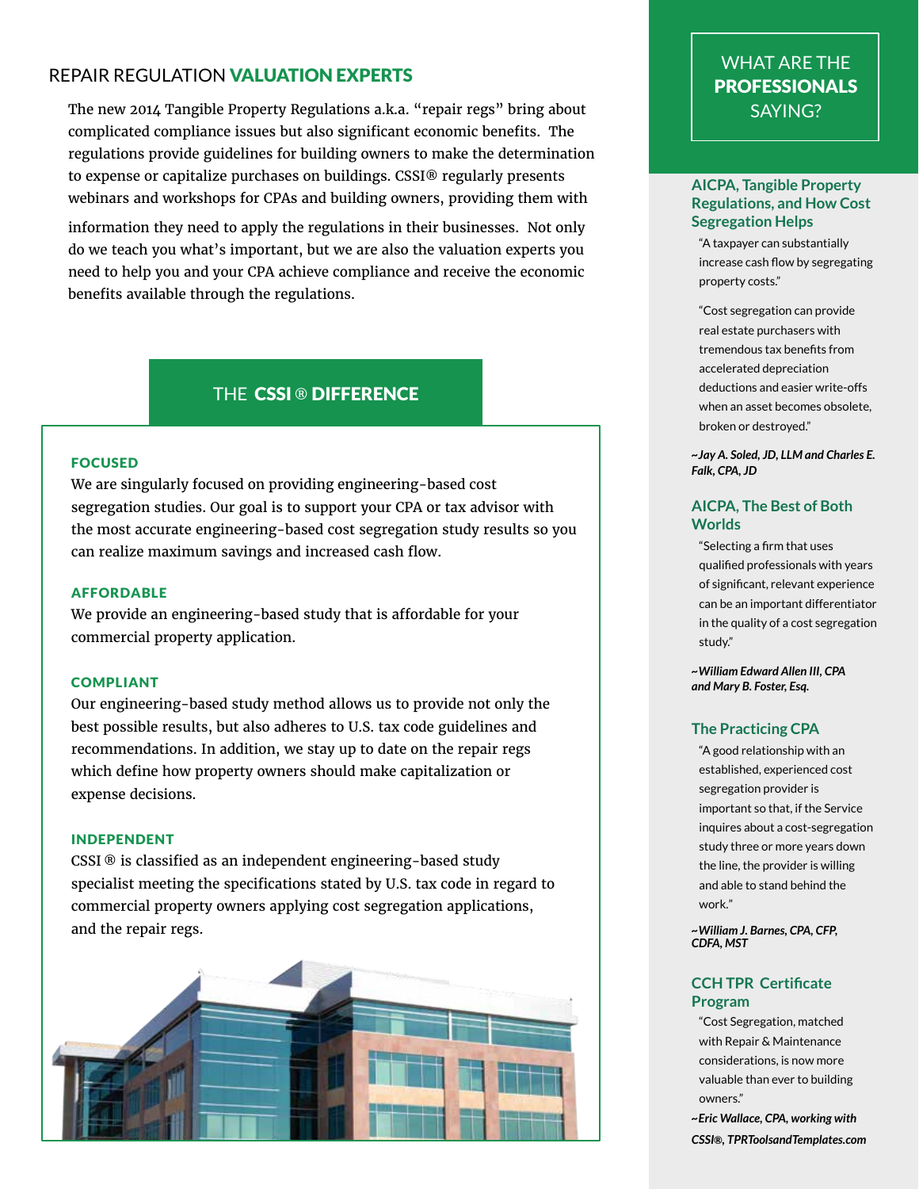## REPAIR REGULATION **VALUATION EXPERTS**

The new 2014 Tangible Property Regulations a.k.a. "repair regs" bring about complicated compliance issues but also significant economic benefits. The regulations provide guidelines for building owners to make the determination to expense or capitalize purchases on buildings. CSSI® regularly presents webinars and workshops for CPAs and building owners, providing them with information they need to apply the regulations in their businesses. Not only do we teach you what's important, but we are also the valuation experts you need to help you and your CPA achieve compliance and receive the economic benefits available through the regulations.

## THE **CSSI ® DIFFERENCE**

### FOCUSED

We are singularly focused on providing engineering-based cost segregation studies. Our goal is to support your CPA or tax advisor with the most accurate engineering-based cost segregation study results so you can realize maximum savings and increased cash flow.

### AFFORDABLE

We provide an engineering-based study that is affordable for your commercial property application.

### COMPLIANT

Our engineering-based study method allows us to provide not only the best possible results, but also adheres to U.S. tax code guidelines and recommendations. In addition, we stay up to date on the repair regs which define how property owners should make capitalization or expense decisions.

### INDEPENDENT

CSSI ® is classified as an independent engineering-based study specialist meeting the specifications stated by U.S. tax code in regard to commercial property owners applying cost segregation applications, and the repair regs.

## WHAT ARE THE **PROFESSIONALS** SAYING?

### AICPA, Tangible Property Regulations, and How Cost Segregation Helps

"A taxpayer can substantially increase cash flow by segregating property costs."

"Cost segregation can provide real estate purchasers with tremendous tax benefits from accelerated depreciation deductions and easier write-offs when an asset becomes obsolete, broken or destroyed."

***~Jay A. Soled, JD, LLM and Charles E. Falk, CPA, JD***

### AICPA, The Best of Both Worlds

"Selecting a firm that uses qualified professionals with years of significant, relevant experience can be an important differentiator in the quality of a cost segregation study."

***~William Edward Allen III, CPA and Mary B. Foster, Esq.***

### The Practicing CPA

"A good relationship with an established, experienced cost segregation provider is important so that, if the Service inquires about a cost-segregation study three or more years down the line, the provider is willing and able to stand behind the work."

***~William J. Barnes, CPA, CFP, CDFA, MST***

### CCH TPR Certificate Program

"Cost Segregation, matched with Repair & Maintenance considerations, is now more valuable than ever to building owners."

***~Eric Wallace, CPA, working with CSSI®, TPRToolsandTemplates.com***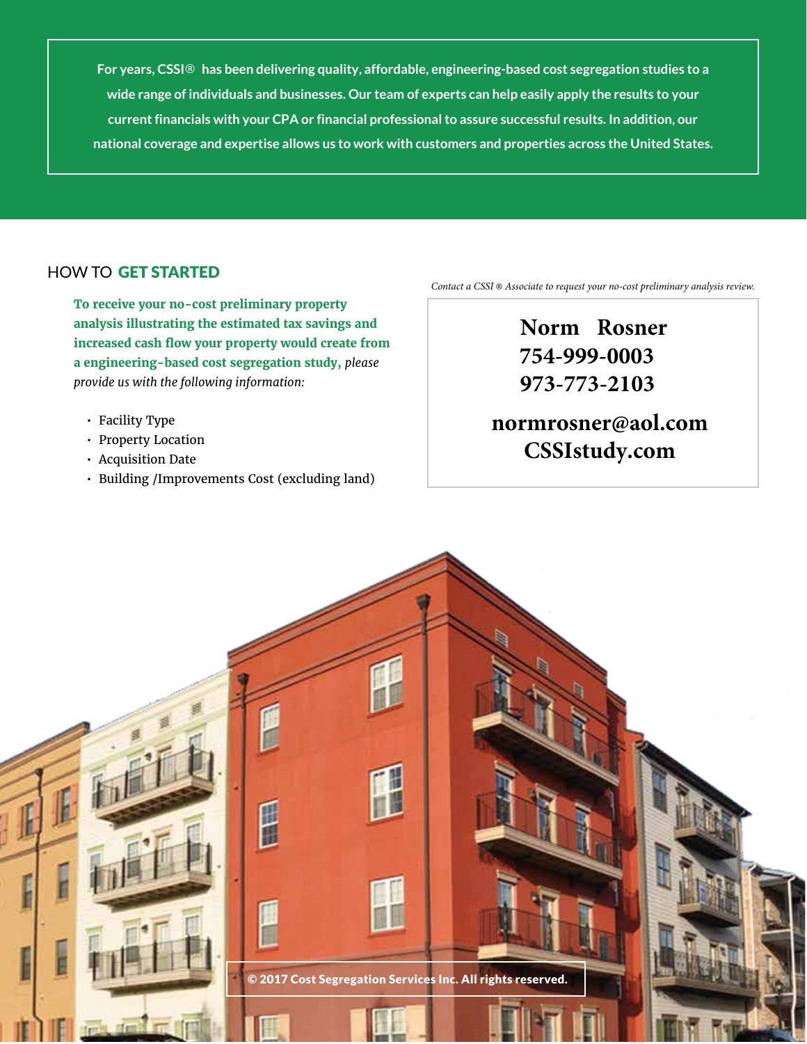For years, CSSI® has been delivering quality, affordable, engineering-based cost segregation studies to a wide range of individuals and businesses. Our team of experts can help easily apply the results to your current financials with your CPA or financial professional to assure successful results. In addition, our national coverage and expertise allows us to work with customers and properties across the United States.

## HOW TO **GET STARTED**

**To receive your no-cost preliminary property analysis illustrating the estimated tax savings and increased cash flow your property would create from a engineering-based cost segregation study,** *please provide us with the following information:*

- Facility Type
- Property Location
- Acquisition Date
- Building /Improvements Cost (excluding land)

*Contact a CSSI ® Associate to request your no-cost preliminary analysis review.*

**Norm Rosner**
**754-999-0003**
**973-773-2103**

**normrosner@aol.com**
**CSSIstudy.com**

© 2017 Cost Segregation Services Inc. All rights reserved.